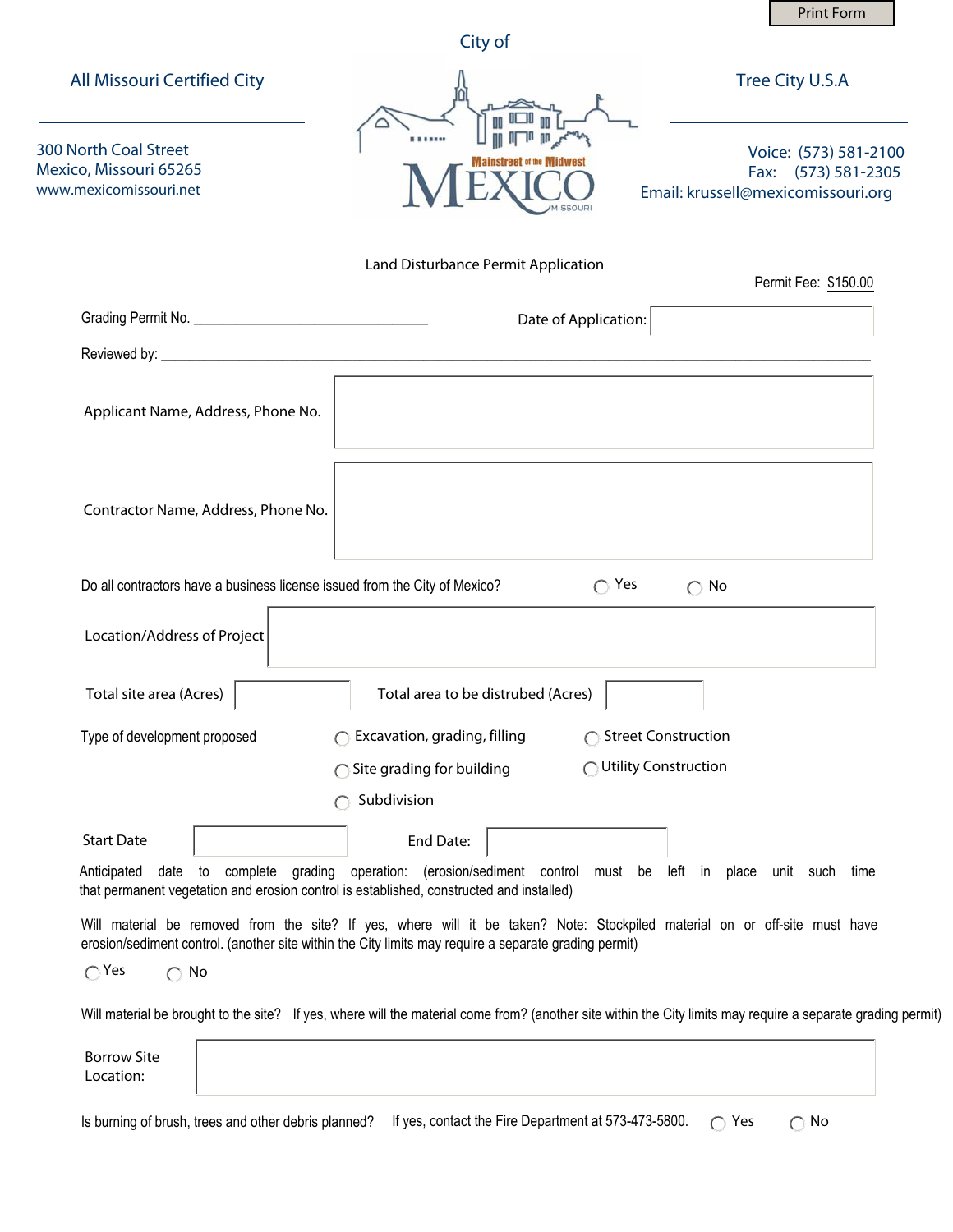Print Form

All Missouri Certified City

City of

Mainstreet of the Midwest MEXICO MISSOURI

Tree City U.S.A

300 North Coal Street
Mexico, Missouri 65265
www.mexicomissouri.net

Voice: (573) 581-2100
Fax: (573) 581-2305
Email: krussell@mexicomissouri.org

## Land Disturbance Permit Application

Permit Fee: $150.00

Grading Permit No. ______________________________ Date of Application: ____________

Reviewed by: ______________________________________________________________

Applicant Name, Address, Phone No. ____________________

Contractor Name, Address, Phone No. ____________________

Do all contractors have a business license issued from the City of Mexico? ◯ Yes ◯ No

Location/Address of Project ____________________

Total site area (Acres) ________ Total area to be distrubed (Acres) ________

Type of development proposed
◯ Excavation, grading, filling
◯ Street Construction
◯ Site grading for building
◯ Utility Construction
◯ Subdivision

Start Date ____________ End Date: ____________

Anticipated date to complete grading operation: (erosion/sediment control must be left in place unit such time that permanent vegetation and erosion control is established, constructed and installed)

Will material be removed from the site? If yes, where will it be taken? Note: Stockpiled material on or off-site must have erosion/sediment control. (another site within the City limits may require a separate grading permit)

◯ Yes ◯ No

Will material be brought to the site? If yes, where will the material come from? (another site within the City limits may require a separate grading permit)

Borrow Site Location: ____________________

Is burning of brush, trees and other debris planned? If yes, contact the Fire Department at 573-473-5800. ◯ Yes ◯ No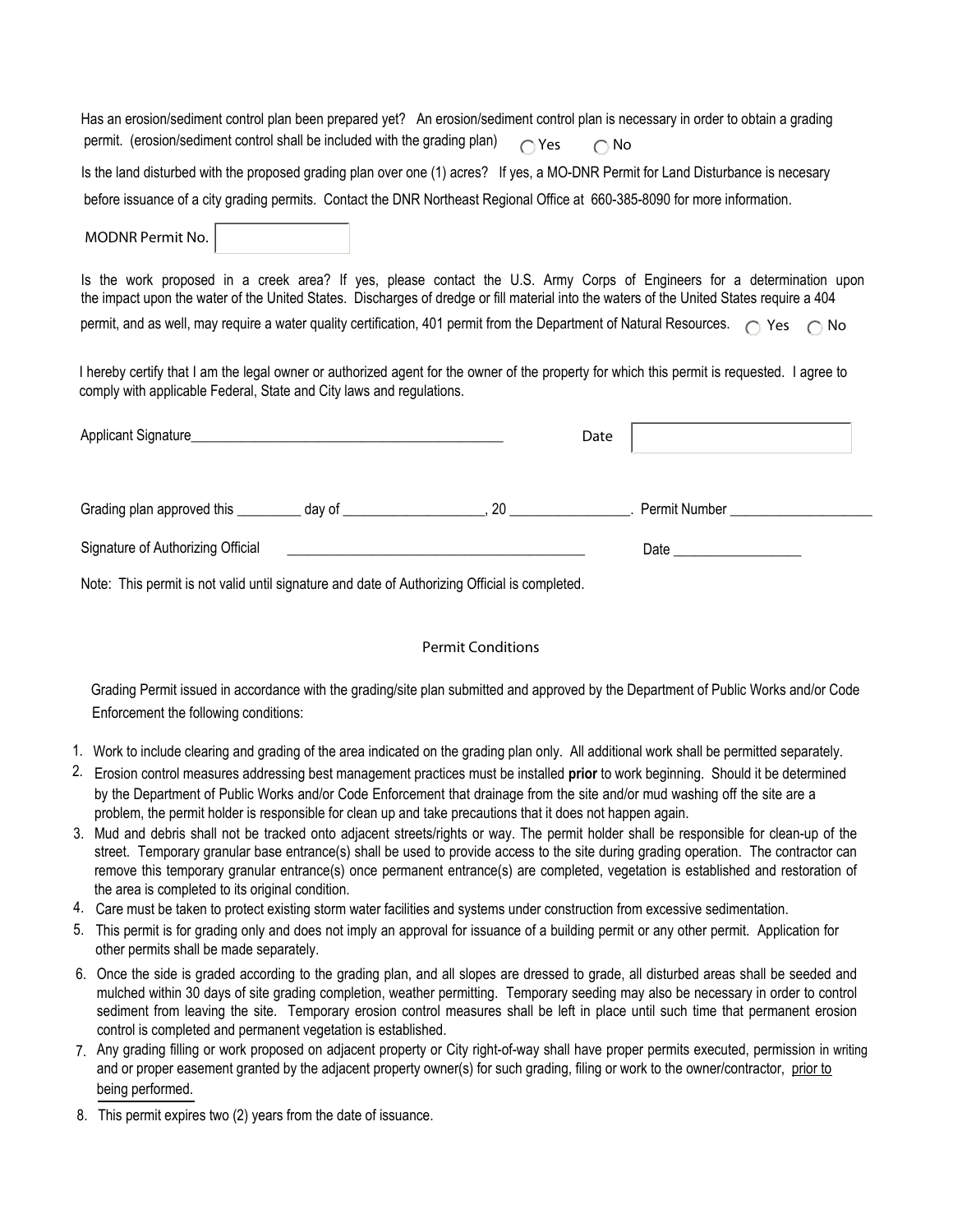Has an erosion/sediment control plan been prepared yet? An erosion/sediment control plan is necessary in order to obtain a grading permit. (erosion/sediment control shall be included with the grading plan) ◯ Yes ◯ No

Is the land disturbed with the proposed grading plan over one (1) acres? If yes, a MO-DNR Permit for Land Disturbance is necesary before issuance of a city grading permits. Contact the DNR Northeast Regional Office at 660-385-8090 for more information.

MODNR Permit No. \_\_\_\_\_\_\_\_\_\_\_\_\_\_\_\_

Is the work proposed in a creek area? If yes, please contact the U.S. Army Corps of Engineers for a determination upon the impact upon the water of the United States. Discharges of dredge or fill material into the waters of the United States require a 404 permit, and as well, may require a water quality certification, 401 permit from the Department of Natural Resources. ◯ Yes ◯ No

I hereby certify that I am the legal owner or authorized agent for the owner of the property for which this permit is requested. I agree to comply with applicable Federal, State and City laws and regulations.

Applicant Signature\_\_\_\_\_\_\_\_\_\_\_\_\_\_\_\_\_\_\_\_\_\_\_\_\_\_\_\_\_\_\_\_\_\_\_\_\_\_\_\_ Date \_\_\_\_\_\_\_\_\_\_\_\_\_\_\_\_\_\_\_\_

Grading plan approved this \_\_\_\_\_\_\_\_\_ day of \_\_\_\_\_\_\_\_\_\_\_\_\_\_\_\_\_\_\_, 20 \_\_\_\_\_\_\_\_\_\_\_\_\_\_\_\_. Permit Number \_\_\_\_\_\_\_\_\_\_\_\_\_\_\_\_\_\_\_\_

Signature of Authorizing Official \_\_\_\_\_\_\_\_\_\_\_\_\_\_\_\_\_\_\_\_\_\_\_\_\_\_\_\_\_\_\_\_\_\_\_\_\_\_\_\_ Date \_\_\_\_\_\_\_\_\_\_\_\_\_\_\_\_\_\_

Note: This permit is not valid until signature and date of Authorizing Official is completed.

## Permit Conditions

Grading Permit issued in accordance with the grading/site plan submitted and approved by the Department of Public Works and/or Code Enforcement the following conditions:

1. Work to include clearing and grading of the area indicated on the grading plan only. All additional work shall be permitted separately.
2. Erosion control measures addressing best management practices must be installed **prior** to work beginning. Should it be determined by the Department of Public Works and/or Code Enforcement that drainage from the site and/or mud washing off the site are a problem, the permit holder is responsible for clean up and take precautions that it does not happen again.
3. Mud and debris shall not be tracked onto adjacent streets/rights or way. The permit holder shall be responsible for clean-up of the street. Temporary granular base entrance(s) shall be used to provide access to the site during grading operation. The contractor can remove this temporary granular entrance(s) once permanent entrance(s) are completed, vegetation is established and restoration of the area is completed to its original condition.
4. Care must be taken to protect existing storm water facilities and systems under construction from excessive sedimentation.
5. This permit is for grading only and does not imply an approval for issuance of a building permit or any other permit. Application for other permits shall be made separately.
6. Once the side is graded according to the grading plan, and all slopes are dressed to grade, all disturbed areas shall be seeded and mulched within 30 days of site grading completion, weather permitting. Temporary seeding may also be necessary in order to control sediment from leaving the site. Temporary erosion control measures shall be left in place until such time that permanent erosion control is completed and permanent vegetation is established.
7. Any grading filling or work proposed on adjacent property or City right-of-way shall have proper permits executed, permission in writing and or proper easement granted by the adjacent property owner(s) for such grading, filing or work to the owner/contractor, <u>prior to being performed.</u>
8. This permit expires two (2) years from the date of issuance.